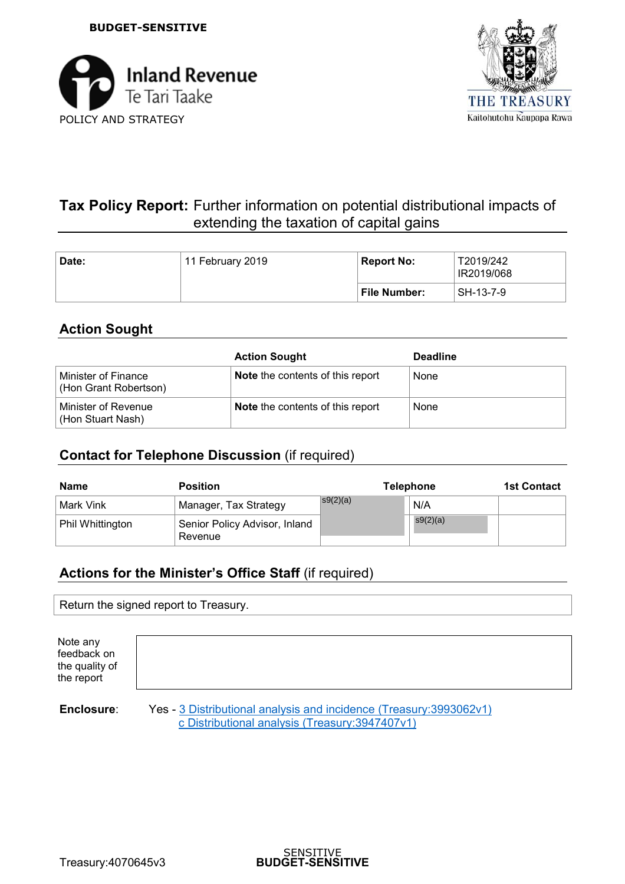**BUDGET-SENSITIVE**

Inland Revenue
Te Tari Taake
POLICY AND STRATEGY

THE TREASURY
Kaitohutohu Kaupapa Rawa

# **Tax Policy Report:** Further information on potential distributional impacts of extending the taxation of capital gains

| **Date:** | 11 February 2019 | **Report No:** | T2019/242<br>IR2019/068 |
|---|---|---|---|
| | | **File Number:** | SH-13-7-9 |

## Action Sought

| | **Action Sought** | **Deadline** |
|---|---|---|
| Minister of Finance<br>(Hon Grant Robertson) | **Note** the contents of this report | None |
| Minister of Revenue<br>(Hon Stuart Nash) | **Note** the contents of this report | None |

## Contact for Telephone Discussion (if required)

| **Name** | **Position** | **Telephone** | | **1st Contact** |
|---|---|---|---|---|
| Mark Vink | Manager, Tax Strategy | s9(2)(a) | N/A | |
| Phil Whittington | Senior Policy Advisor, Inland Revenue | | s9(2)(a) | |

## Actions for the Minister's Office Staff (if required)

Return the signed report to Treasury.

| Note any feedback on the quality of the report | |
|---|---|

**Enclosure**: Yes - 3 Distributional analysis and incidence (Treasury:3993062v1)
c Distributional analysis (Treasury:3947407v1)

Treasury:4070645v3

SENSITIVE
**BUDGET-SENSITIVE**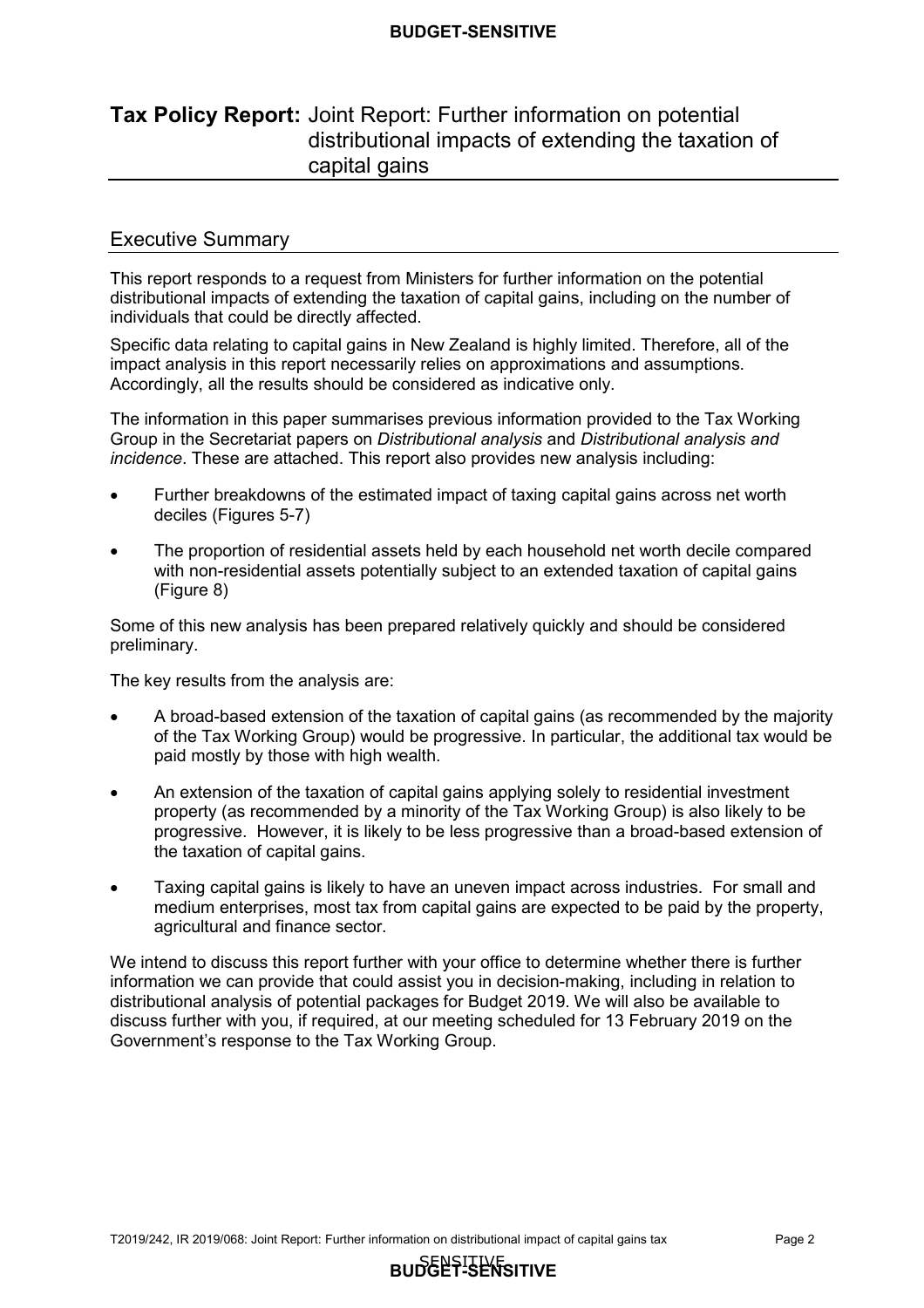# Tax Policy Report: Joint Report: Further information on potential distributional impacts of extending the taxation of capital gains

## Executive Summary

This report responds to a request from Ministers for further information on the potential distributional impacts of extending the taxation of capital gains, including on the number of individuals that could be directly affected.

Specific data relating to capital gains in New Zealand is highly limited. Therefore, all of the impact analysis in this report necessarily relies on approximations and assumptions. Accordingly, all the results should be considered as indicative only.

The information in this paper summarises previous information provided to the Tax Working Group in the Secretariat papers on *Distributional analysis* and *Distributional analysis and incidence*. These are attached. This report also provides new analysis including:

- Further breakdowns of the estimated impact of taxing capital gains across net worth deciles (Figures 5-7)
- The proportion of residential assets held by each household net worth decile compared with non-residential assets potentially subject to an extended taxation of capital gains (Figure 8)

Some of this new analysis has been prepared relatively quickly and should be considered preliminary.

The key results from the analysis are:

- A broad-based extension of the taxation of capital gains (as recommended by the majority of the Tax Working Group) would be progressive. In particular, the additional tax would be paid mostly by those with high wealth.
- An extension of the taxation of capital gains applying solely to residential investment property (as recommended by a minority of the Tax Working Group) is also likely to be progressive. However, it is likely to be less progressive than a broad-based extension of the taxation of capital gains.
- Taxing capital gains is likely to have an uneven impact across industries. For small and medium enterprises, most tax from capital gains are expected to be paid by the property, agricultural and finance sector.

We intend to discuss this report further with your office to determine whether there is further information we can provide that could assist you in decision-making, including in relation to distributional analysis of potential packages for Budget 2019. We will also be available to discuss further with you, if required, at our meeting scheduled for 13 February 2019 on the Government's response to the Tax Working Group.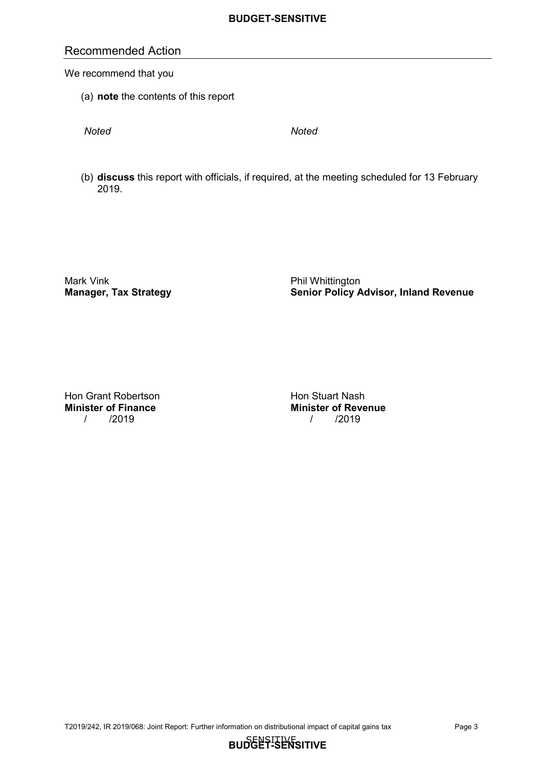## Recommended Action

We recommend that you

(a) **note** the contents of this report

*Noted* *Noted*

(b) **discuss** this report with officials, if required, at the meeting scheduled for 13 February 2019.

Mark Vink
**Manager, Tax Strategy**

Phil Whittington
**Senior Policy Advisor, Inland Revenue**

Hon Grant Robertson
**Minister of Finance**
/ /2019

Hon Stuart Nash
**Minister of Revenue**
/ /2019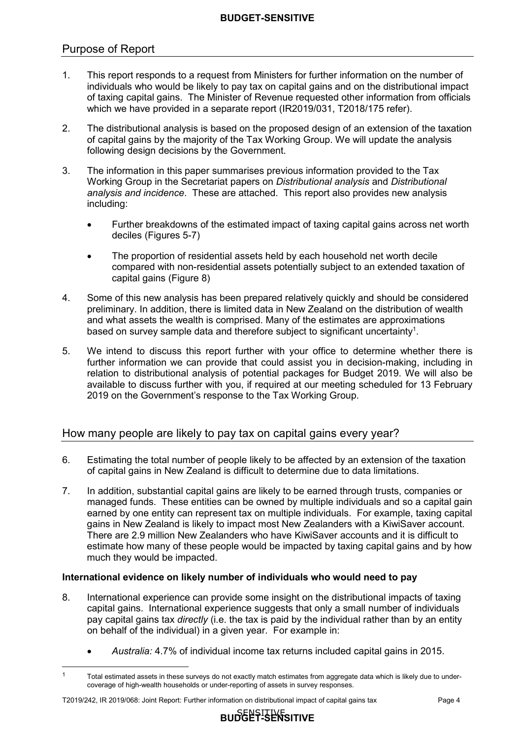## Purpose of Report

1. This report responds to a request from Ministers for further information on the number of individuals who would be likely to pay tax on capital gains and on the distributional impact of taxing capital gains. The Minister of Revenue requested other information from officials which we have provided in a separate report (IR2019/031, T2018/175 refer).

2. The distributional analysis is based on the proposed design of an extension of the taxation of capital gains by the majority of the Tax Working Group. We will update the analysis following design decisions by the Government.

3. The information in this paper summarises previous information provided to the Tax Working Group in the Secretariat papers on *Distributional analysis* and *Distributional analysis and incidence*. These are attached. This report also provides new analysis including:

   - Further breakdowns of the estimated impact of taxing capital gains across net worth deciles (Figures 5-7)
   - The proportion of residential assets held by each household net worth decile compared with non-residential assets potentially subject to an extended taxation of capital gains (Figure 8)

4. Some of this new analysis has been prepared relatively quickly and should be considered preliminary. In addition, there is limited data in New Zealand on the distribution of wealth and what assets the wealth is comprised. Many of the estimates are approximations based on survey sample data and therefore subject to significant uncertainty[1].

5. We intend to discuss this report further with your office to determine whether there is further information we can provide that could assist you in decision-making, including in relation to distributional analysis of potential packages for Budget 2019. We will also be available to discuss further with you, if required at our meeting scheduled for 13 February 2019 on the Government's response to the Tax Working Group.

## How many people are likely to pay tax on capital gains every year?

6. Estimating the total number of people likely to be affected by an extension of the taxation of capital gains in New Zealand is difficult to determine due to data limitations.

7. In addition, substantial capital gains are likely to be earned through trusts, companies or managed funds. These entities can be owned by multiple individuals and so a capital gain earned by one entity can represent tax on multiple individuals. For example, taxing capital gains in New Zealand is likely to impact most New Zealanders with a KiwiSaver account. There are 2.9 million New Zealanders who have KiwiSaver accounts and it is difficult to estimate how many of these people would be impacted by taxing capital gains and by how much they would be impacted.

### International evidence on likely number of individuals who would need to pay

8. International experience can provide some insight on the distributional impacts of taxing capital gains. International experience suggests that only a small number of individuals pay capital gains tax *directly* (i.e. the tax is paid by the individual rather than by an entity on behalf of the individual) in a given year. For example in:

   - *Australia:* 4.7% of individual income tax returns included capital gains in 2015.

[1] Total estimated assets in these surveys do not exactly match estimates from aggregate data which is likely due to under-coverage of high-wealth households or under-reporting of assets in survey responses.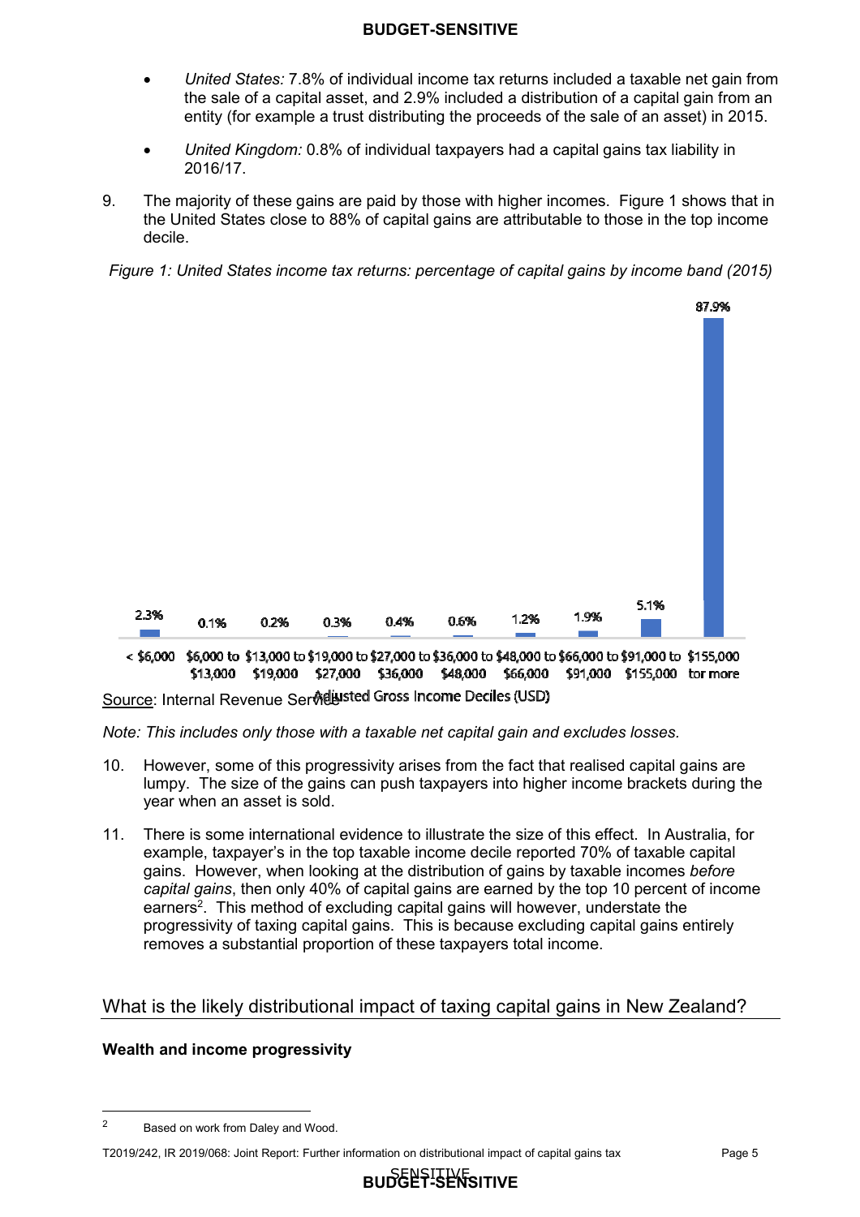- *United States:* 7.8% of individual income tax returns included a taxable net gain from the sale of a capital asset, and 2.9% included a distribution of a capital gain from an entity (for example a trust distributing the proceeds of the sale of an asset) in 2015.
- *United Kingdom:* 0.8% of individual taxpayers had a capital gains tax liability in 2016/17.

9. The majority of these gains are paid by those with higher incomes. Figure 1 shows that in the United States close to 88% of capital gains are attributable to those in the top income decile.

*Figure 1: United States income tax returns: percentage of capital gains by income band (2015)*

| Adjusted Gross Income Deciles (USD) | Percentage of capital gains |
|---|---|
| < $6,000 | 2.3% |
| $6,000 to $13,000 | 0.1% |
| $13,000 to $19,000 | 0.2% |
| $19,000 to $27,000 | 0.3% |
| $27,000 to $36,000 | 0.4% |
| $36,000 to $48,000 | 0.6% |
| $48,000 to $66,000 | 1.2% |
| $66,000 to $91,000 | 1.9% |
| $91,000 to $155,000 | 5.1% |
| $155,000 tor more | 87.9% |

Source: Internal Revenue Service

*Note: This includes only those with a taxable net capital gain and excludes losses.*

10. However, some of this progressivity arises from the fact that realised capital gains are lumpy. The size of the gains can push taxpayers into higher income brackets during the year when an asset is sold.

11. There is some international evidence to illustrate the size of this effect. In Australia, for example, taxpayer's in the top taxable income decile reported 70% of taxable capital gains. However, when looking at the distribution of gains by taxable incomes *before capital gains*, then only 40% of capital gains are earned by the top 10 percent of income earners[2]. This method of excluding capital gains will however, understate the progressivity of taxing capital gains. This is because excluding capital gains entirely removes a substantial proportion of these taxpayers total income.

## What is the likely distributional impact of taxing capital gains in New Zealand?

**Wealth and income progressivity**

[2] Based on work from Daley and Wood.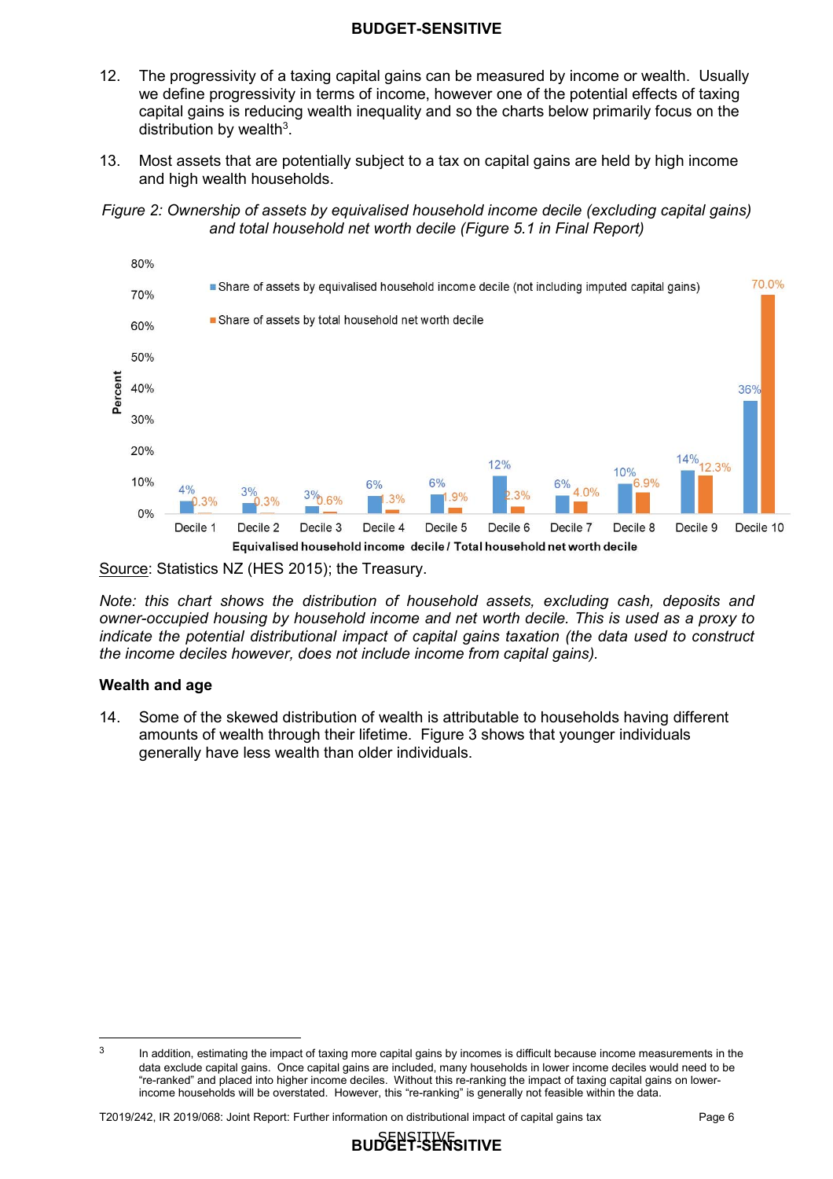12. The progressivity of a taxing capital gains can be measured by income or wealth. Usually we define progressivity in terms of income, however one of the potential effects of taxing capital gains is reducing wealth inequality and so the charts below primarily focus on the distribution by wealth[3].

13. Most assets that are potentially subject to a tax on capital gains are held by high income and high wealth households.

*Figure 2: Ownership of assets by equivalised household income decile (excluding capital gains) and total household net worth decile (Figure 5.1 in Final Report)*

| Decile | Share of assets by equivalised household income decile (not including imputed capital gains) | Share of assets by total household net worth decile |
|---|---|---|
| Decile 1 | 4% | 0.3% |
| Decile 2 | 3% | 0.3% |
| Decile 3 | 3% | 0.6% |
| Decile 4 | 6% | 1.3% |
| Decile 5 | 6% | 1.9% |
| Decile 6 | 12% | 2.3% |
| Decile 7 | 6% | 4.0% |
| Decile 8 | 10% | 6.9% |
| Decile 9 | 14% | 12.3% |
| Decile 10 | 36% | 70.0% |

Source: Statistics NZ (HES 2015); the Treasury.

*Note: this chart shows the distribution of household assets, excluding cash, deposits and owner-occupied housing by household income and net worth decile. This is used as a proxy to indicate the potential distributional impact of capital gains taxation (the data used to construct the income deciles however, does not include income from capital gains).*

**Wealth and age**

14. Some of the skewed distribution of wealth is attributable to households having different amounts of wealth through their lifetime. Figure 3 shows that younger individuals generally have less wealth than older individuals.

[3] In addition, estimating the impact of taxing more capital gains by incomes is difficult because income measurements in the data exclude capital gains. Once capital gains are included, many households in lower income deciles would need to be "re-ranked" and placed into higher income deciles. Without this re-ranking the impact of taxing capital gains on lower-income households will be overstated. However, this "re-ranking" is generally not feasible within the data.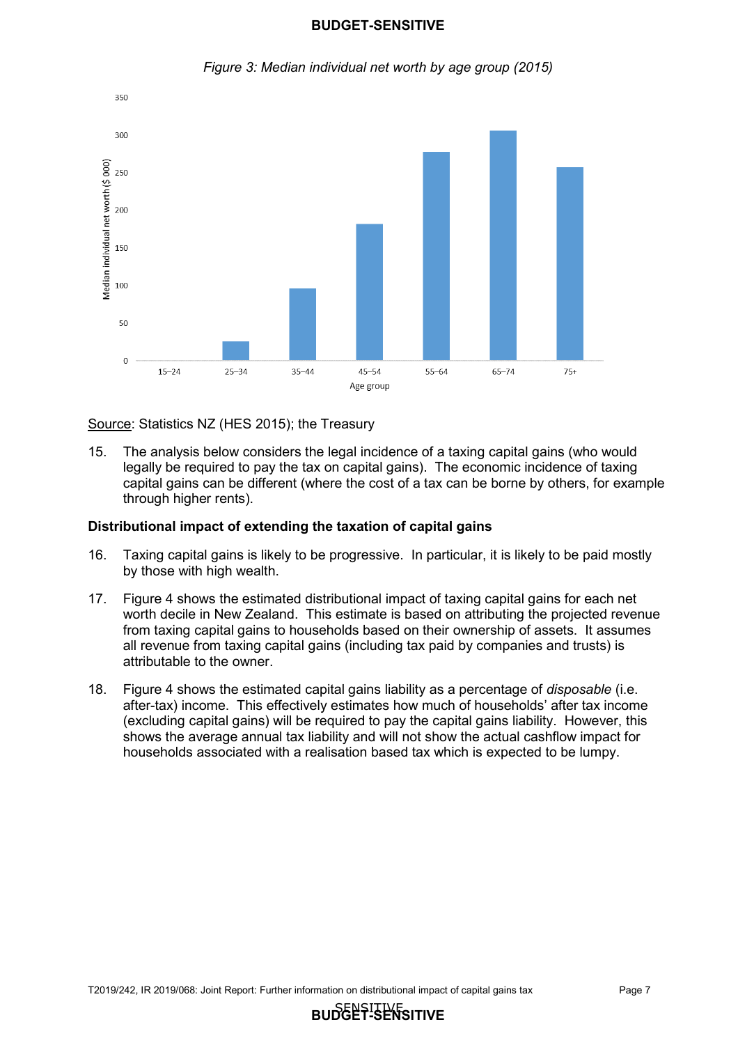*Figure 3: Median individual net worth by age group (2015)*

Source: Statistics NZ (HES 2015); the Treasury

15. The analysis below considers the legal incidence of a taxing capital gains (who would legally be required to pay the tax on capital gains). The economic incidence of taxing capital gains can be different (where the cost of a tax can be borne by others, for example through higher rents).

**Distributional impact of extending the taxation of capital gains**

16. Taxing capital gains is likely to be progressive. In particular, it is likely to be paid mostly by those with high wealth.

17. Figure 4 shows the estimated distributional impact of taxing capital gains for each net worth decile in New Zealand. This estimate is based on attributing the projected revenue from taxing capital gains to households based on their ownership of assets. It assumes all revenue from taxing capital gains (including tax paid by companies and trusts) is attributable to the owner.

18. Figure 4 shows the estimated capital gains liability as a percentage of *disposable* (i.e. after-tax) income. This effectively estimates how much of households' after tax income (excluding capital gains) will be required to pay the capital gains liability. However, this shows the average annual tax liability and will not show the actual cashflow impact for households associated with a realisation based tax which is expected to be lumpy.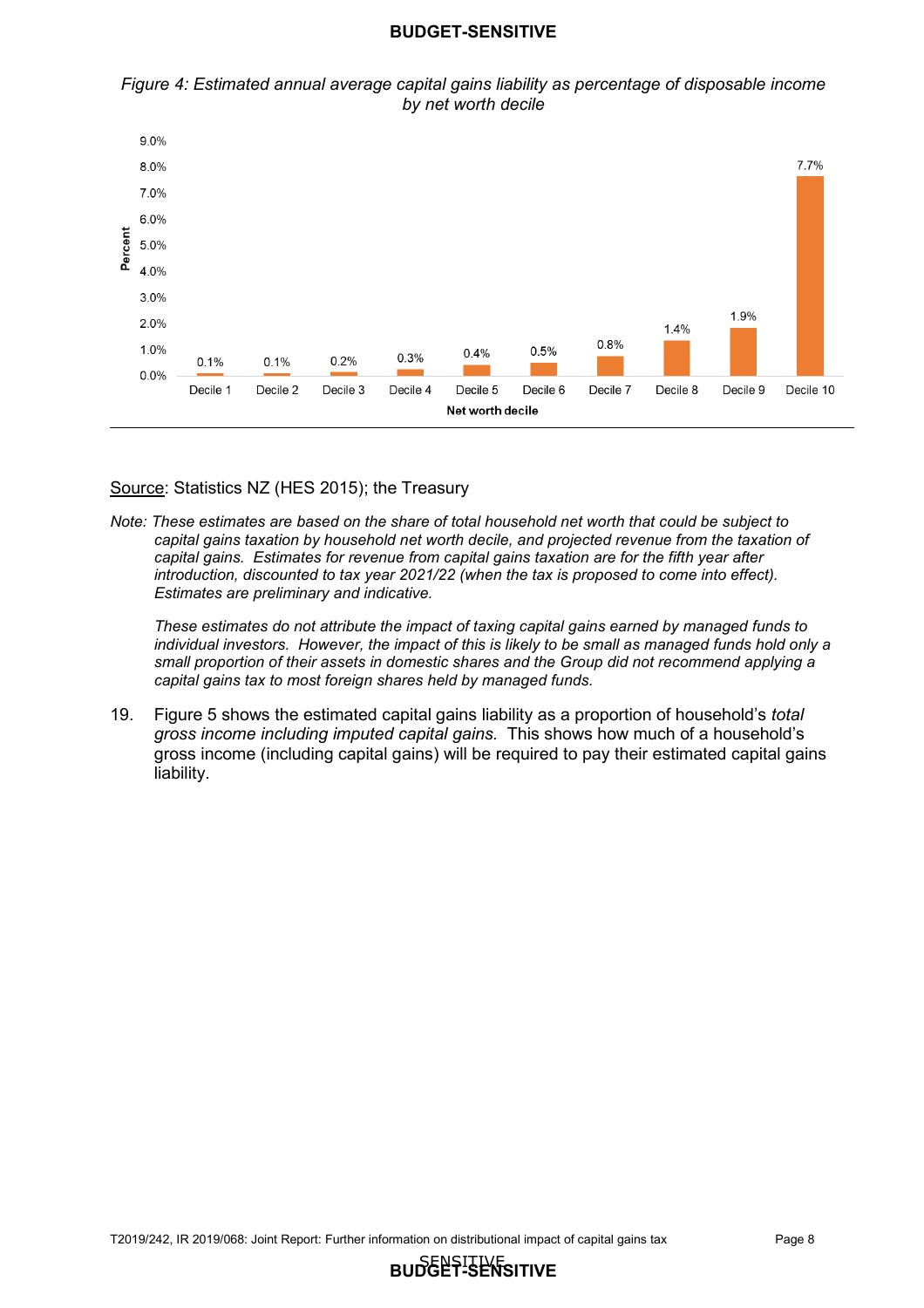*Figure 4: Estimated annual average capital gains liability as percentage of disposable income by net worth decile*

| Net worth decile | Percent |
|---|---|
| Decile 1 | 0.1% |
| Decile 2 | 0.1% |
| Decile 3 | 0.2% |
| Decile 4 | 0.3% |
| Decile 5 | 0.4% |
| Decile 6 | 0.5% |
| Decile 7 | 0.8% |
| Decile 8 | 1.4% |
| Decile 9 | 1.9% |
| Decile 10 | 7.7% |

Source: Statistics NZ (HES 2015); the Treasury

*Note: These estimates are based on the share of total household net worth that could be subject to capital gains taxation by household net worth decile, and projected revenue from the taxation of capital gains. Estimates for revenue from capital gains taxation are for the fifth year after introduction, discounted to tax year 2021/22 (when the tax is proposed to come into effect). Estimates are preliminary and indicative.*

*These estimates do not attribute the impact of taxing capital gains earned by managed funds to individual investors. However, the impact of this is likely to be small as managed funds hold only a small proportion of their assets in domestic shares and the Group did not recommend applying a capital gains tax to most foreign shares held by managed funds.*

19. Figure 5 shows the estimated capital gains liability as a proportion of household's *total gross income including imputed capital gains.* This shows how much of a household's gross income (including capital gains) will be required to pay their estimated capital gains liability.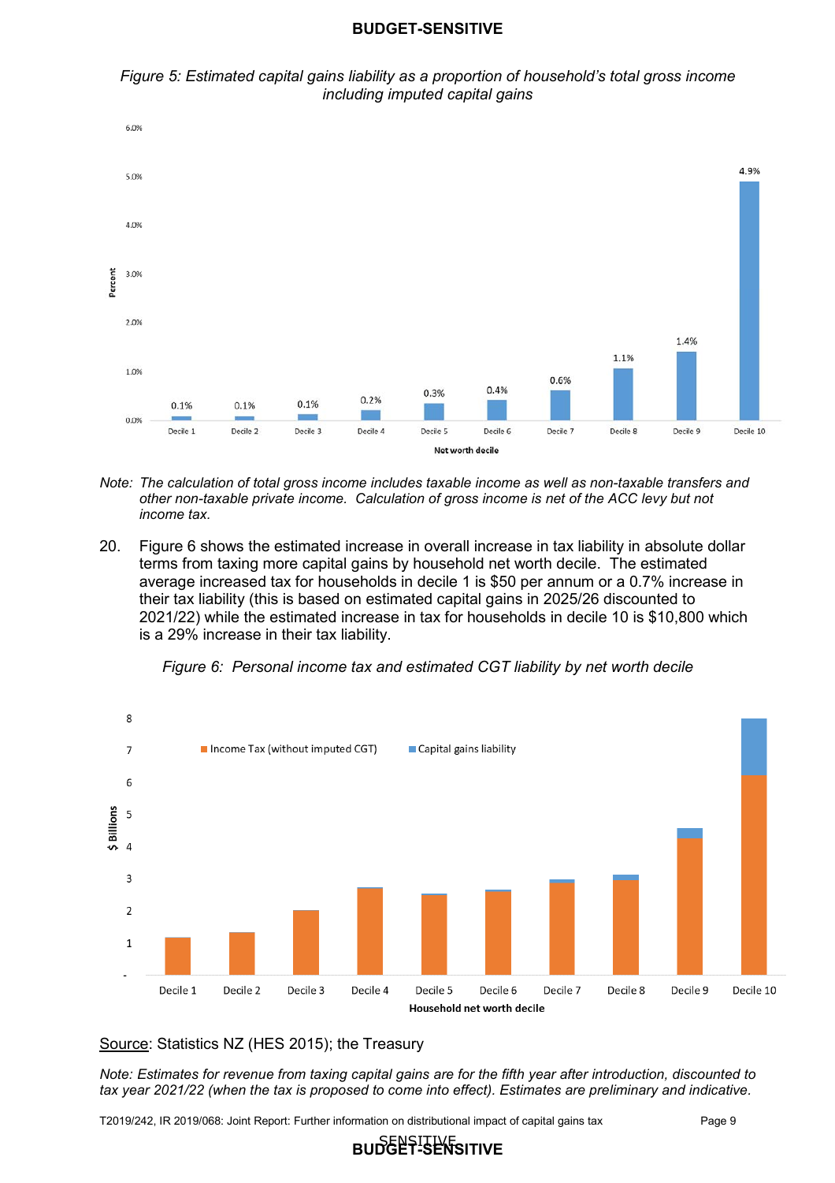*Figure 5: Estimated capital gains liability as a proportion of household's total gross income including imputed capital gains*

*Note: The calculation of total gross income includes taxable income as well as non-taxable transfers and other non-taxable private income. Calculation of gross income is net of the ACC levy but not income tax.*

20. Figure 6 shows the estimated increase in overall increase in tax liability in absolute dollar terms from taxing more capital gains by household net worth decile. The estimated average increased tax for households in decile 1 is $50 per annum or a 0.7% increase in their tax liability (this is based on estimated capital gains in 2025/26 discounted to 2021/22) while the estimated increase in tax for households in decile 10 is $10,800 which is a 29% increase in their tax liability.

*Figure 6: Personal income tax and estimated CGT liability by net worth decile*

Source: Statistics NZ (HES 2015); the Treasury

*Note: Estimates for revenue from taxing capital gains are for the fifth year after introduction, discounted to tax year 2021/22 (when the tax is proposed to come into effect). Estimates are preliminary and indicative.*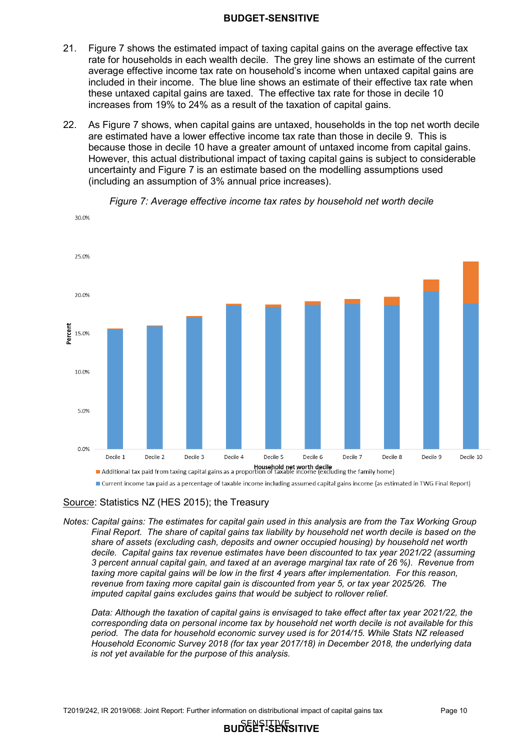21. Figure 7 shows the estimated impact of taxing capital gains on the average effective tax rate for households in each wealth decile. The grey line shows an estimate of the current average effective income tax rate on household's income when untaxed capital gains are included in their income. The blue line shows an estimate of their effective tax rate when these untaxed capital gains are taxed. The effective tax rate for those in decile 10 increases from 19% to 24% as a result of the taxation of capital gains.

22. As Figure 7 shows, when capital gains are untaxed, households in the top net worth decile are estimated have a lower effective income tax rate than those in decile 9. This is because those in decile 10 have a greater amount of untaxed income from capital gains. However, this actual distributional impact of taxing capital gains is subject to considerable uncertainty and Figure 7 is an estimate based on the modelling assumptions used (including an assumption of 3% annual price increases).

*Figure 7: Average effective income tax rates by household net worth decile*

Legend:
- Additional tax paid from taxing capital gains as a proportion of taxable income (excluding the family home)
- Current income tax paid as a percentage of taxable income including assumed capital gains income (as estimated in TWG Final Report)

Source: Statistics NZ (HES 2015); the Treasury

*Notes: Capital gains: The estimates for capital gain used in this analysis are from the Tax Working Group Final Report. The share of capital gains tax liability by household net worth decile is based on the share of assets (excluding cash, deposits and owner occupied housing) by household net worth decile. Capital gains tax revenue estimates have been discounted to tax year 2021/22 (assuming 3 percent annual capital gain, and taxed at an average marginal tax rate of 26 %). Revenue from taxing more capital gains will be low in the first 4 years after implementation. For this reason, revenue from taxing more capital gain is discounted from year 5, or tax year 2025/26. The imputed capital gains excludes gains that would be subject to rollover relief.*

*Data: Although the taxation of capital gains is envisaged to take effect after tax year 2021/22, the corresponding data on personal income tax by household net worth decile is not available for this period. The data for household economic survey used is for 2014/15. While Stats NZ released Household Economic Survey 2018 (for tax year 2017/18) in December 2018, the underlying data is not yet available for the purpose of this analysis.*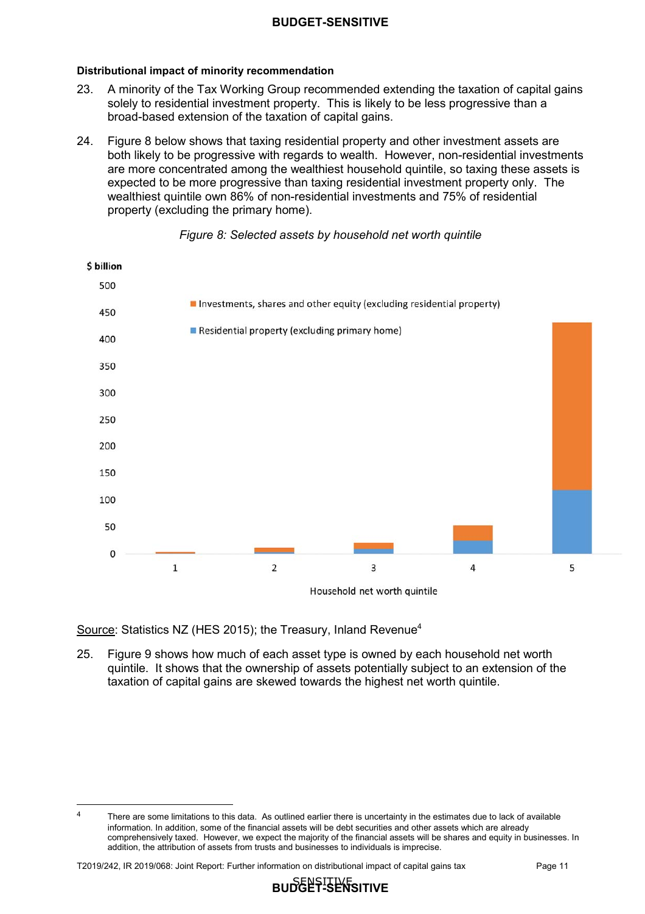### Distributional impact of minority recommendation

23. A minority of the Tax Working Group recommended extending the taxation of capital gains solely to residential investment property. This is likely to be less progressive than a broad-based extension of the taxation of capital gains.

24. Figure 8 below shows that taxing residential property and other investment assets are both likely to be progressive with regards to wealth. However, non-residential investments are more concentrated among the wealthiest household quintile, so taxing these assets is expected to be more progressive than taxing residential investment property only. The wealthiest quintile own 86% of non-residential investments and 75% of residential property (excluding the primary home).

*Figure 8: Selected assets by household net worth quintile*

Source: Statistics NZ (HES 2015); the Treasury, Inland Revenue[4]

25. Figure 9 shows how much of each asset type is owned by each household net worth quintile. It shows that the ownership of assets potentially subject to an extension of the taxation of capital gains are skewed towards the highest net worth quintile.

---

[4] There are some limitations to this data. As outlined earlier there is uncertainty in the estimates due to lack of available information. In addition, some of the financial assets will be debt securities and other assets which are already comprehensively taxed. However, we expect the majority of the financial assets will be shares and equity in businesses. In addition, the attribution of assets from trusts and businesses to individuals is imprecise.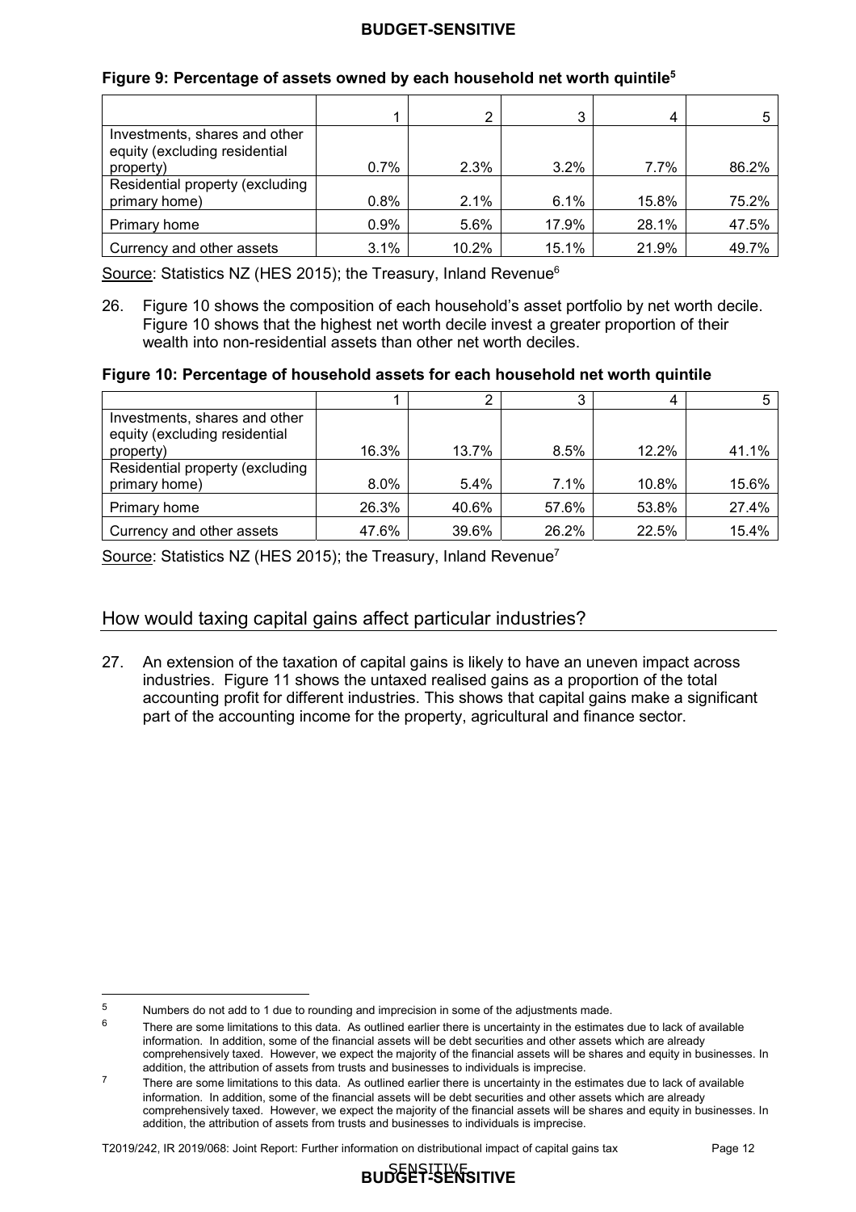**Figure 9: Percentage of assets owned by each household net worth quintile**[5]

| | 1 | 2 | 3 | 4 | 5 |
|---|---|---|---|---|---|
| Investments, shares and other equity (excluding residential property) | 0.7% | 2.3% | 3.2% | 7.7% | 86.2% |
| Residential property (excluding primary home) | 0.8% | 2.1% | 6.1% | 15.8% | 75.2% |
| Primary home | 0.9% | 5.6% | 17.9% | 28.1% | 47.5% |
| Currency and other assets | 3.1% | 10.2% | 15.1% | 21.9% | 49.7% |

Source: Statistics NZ (HES 2015); the Treasury, Inland Revenue[6]

26. Figure 10 shows the composition of each household's asset portfolio by net worth decile. Figure 10 shows that the highest net worth decile invest a greater proportion of their wealth into non-residential assets than other net worth deciles.

**Figure 10: Percentage of household assets for each household net worth quintile**

| | 1 | 2 | 3 | 4 | 5 |
|---|---|---|---|---|---|
| Investments, shares and other equity (excluding residential property) | 16.3% | 13.7% | 8.5% | 12.2% | 41.1% |
| Residential property (excluding primary home) | 8.0% | 5.4% | 7.1% | 10.8% | 15.6% |
| Primary home | 26.3% | 40.6% | 57.6% | 53.8% | 27.4% |
| Currency and other assets | 47.6% | 39.6% | 26.2% | 22.5% | 15.4% |

Source: Statistics NZ (HES 2015); the Treasury, Inland Revenue[7]

## How would taxing capital gains affect particular industries?

27. An extension of the taxation of capital gains is likely to have an uneven impact across industries. Figure 11 shows the untaxed realised gains as a proportion of the total accounting profit for different industries. This shows that capital gains make a significant part of the accounting income for the property, agricultural and finance sector.

---

[5] Numbers do not add to 1 due to rounding and imprecision in some of the adjustments made.

[6] There are some limitations to this data. As outlined earlier there is uncertainty in the estimates due to lack of available information. In addition, some of the financial assets will be debt securities and other assets which are already comprehensively taxed. However, we expect the majority of the financial assets will be shares and equity in businesses. In addition, the attribution of assets from trusts and businesses to individuals is imprecise.

[7] There are some limitations to this data. As outlined earlier there is uncertainty in the estimates due to lack of available information. In addition, some of the financial assets will be debt securities and other assets which are already comprehensively taxed. However, we expect the majority of the financial assets will be shares and equity in businesses. In addition, the attribution of assets from trusts and businesses to individuals is imprecise.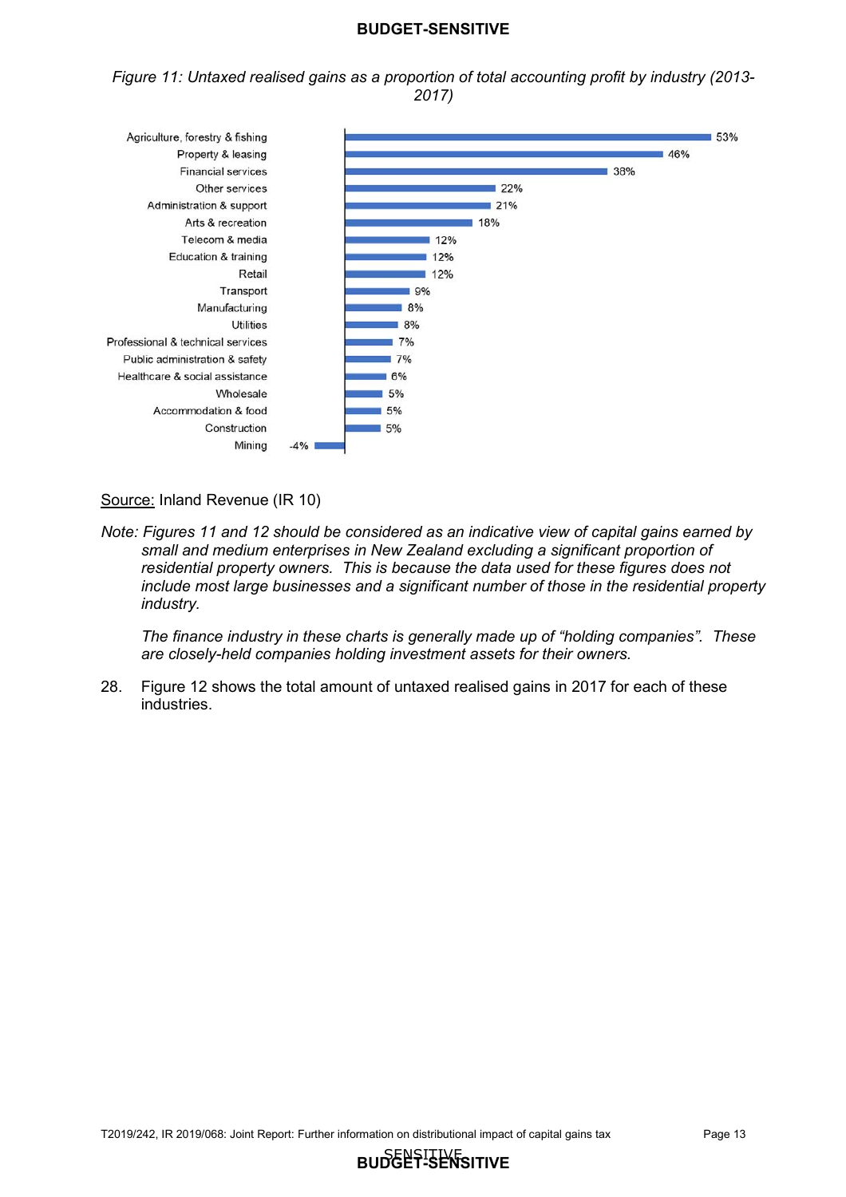*Figure 11: Untaxed realised gains as a proportion of total accounting profit by industry (2013-2017)*

| Industry | Untaxed realised gains (% of total accounting profit) |
| --- | --- |
| Agriculture, forestry & fishing | 53% |
| Property & leasing | 46% |
| Financial services | 38% |
| Other services | 22% |
| Administration & support | 21% |
| Arts & recreation | 18% |
| Telecom & media | 12% |
| Education & training | 12% |
| Retail | 12% |
| Transport | 9% |
| Manufacturing | 8% |
| Utilities | 8% |
| Professional & technical services | 7% |
| Public administration & safety | 7% |
| Healthcare & social assistance | 6% |
| Wholesale | 5% |
| Accommodation & food | 5% |
| Construction | 5% |
| Mining | -4% |

Source: Inland Revenue (IR 10)

*Note: Figures 11 and 12 should be considered as an indicative view of capital gains earned by small and medium enterprises in New Zealand excluding a significant proportion of residential property owners. This is because the data used for these figures does not include most large businesses and a significant number of those in the residential property industry.*

*The finance industry in these charts is generally made up of "holding companies". These are closely-held companies holding investment assets for their owners.*

28. Figure 12 shows the total amount of untaxed realised gains in 2017 for each of these industries.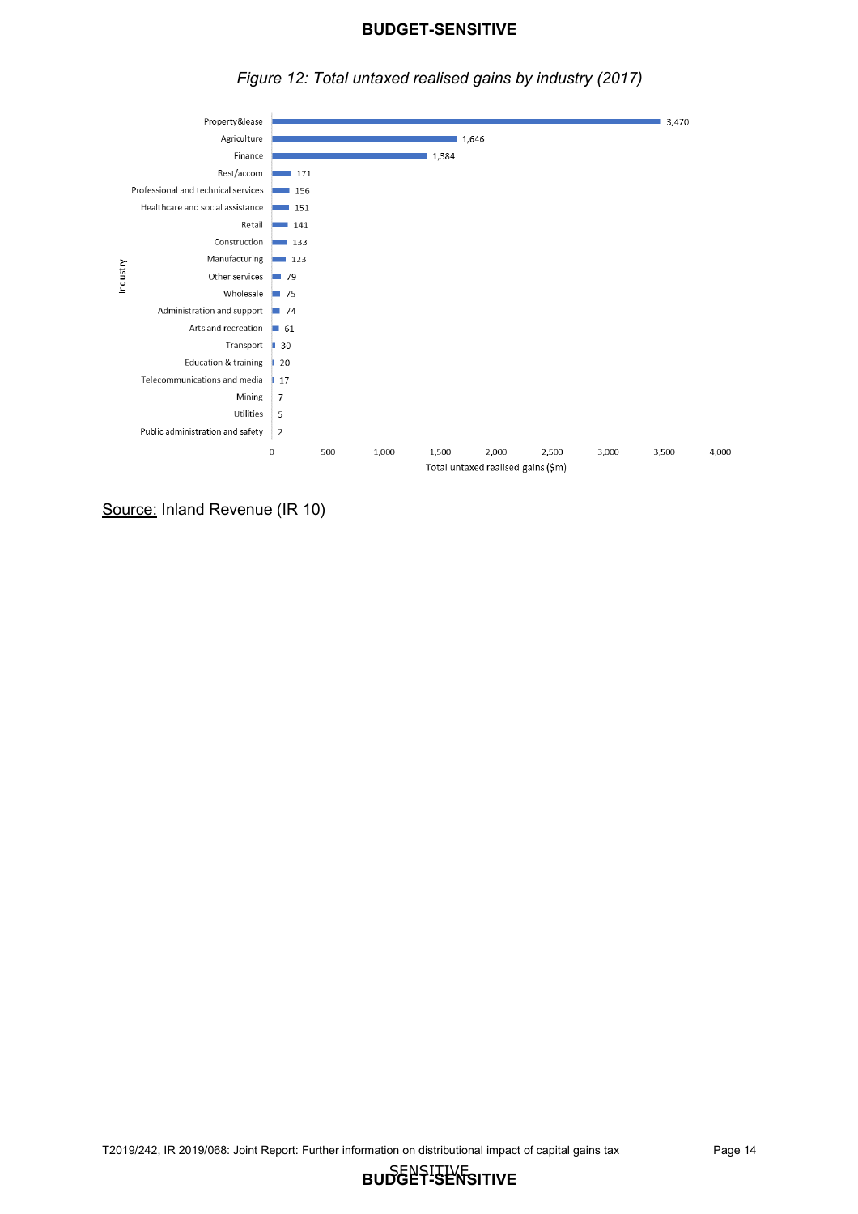*Figure 12: Total untaxed realised gains by industry (2017)*

Industry

Property&lease 3,470
Agriculture 1,646
Finance 1,384
Rest/accom 171
Professional and technical services 156
Healthcare and social assistance 151
Retail 141
Construction 133
Manufacturing 123
Other services 79
Wholesale 75
Administration and support 74
Arts and recreation 61
Transport 30
Education & training 20
Telecommunications and media 17
Mining 7
Utilities 5
Public administration and safety 2

0 500 1,000 1,500 2,000 2,500 3,000 3,500 4,000

Total untaxed realised gains ($m)

Source: Inland Revenue (IR 10)